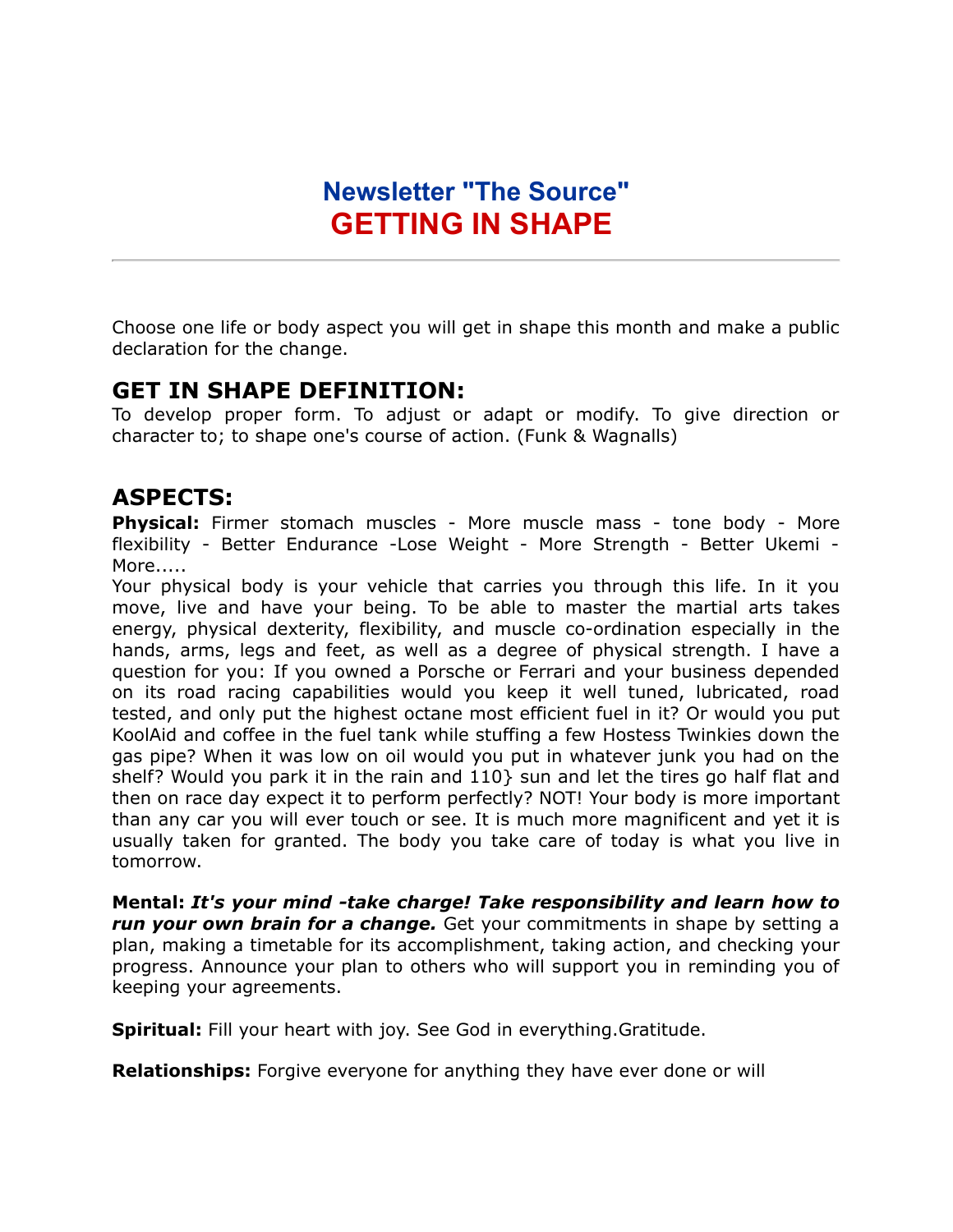# Newsletter "The Source"
# GETTING IN SHAPE

---

Choose one life or body aspect you will get in shape this month and make a public declaration for the change.

## GET IN SHAPE DEFINITION:

To develop proper form. To adjust or adapt or modify. To give direction or character to; to shape one's course of action. (Funk & Wagnalls)

## ASPECTS:

**Physical:** Firmer stomach muscles - More muscle mass - tone body - More flexibility - Better Endurance -Lose Weight - More Strength - Better Ukemi - More.....

Your physical body is your vehicle that carries you through this life. In it you move, live and have your being. To be able to master the martial arts takes energy, physical dexterity, flexibility, and muscle co-ordination especially in the hands, arms, legs and feet, as well as a degree of physical strength. I have a question for you: If you owned a Porsche or Ferrari and your business depended on its road racing capabilities would you keep it well tuned, lubricated, road tested, and only put the highest octane most efficient fuel in it? Or would you put KoolAid and coffee in the fuel tank while stuffing a few Hostess Twinkies down the gas pipe? When it was low on oil would you put in whatever junk you had on the shelf? Would you park it in the rain and 110} sun and let the tires go half flat and then on race day expect it to perform perfectly? NOT! Your body is more important than any car you will ever touch or see. It is much more magnificent and yet it is usually taken for granted. The body you take care of today is what you live in tomorrow.

**Mental:** ***It's your mind -take charge! Take responsibility and learn how to run your own brain for a change.*** Get your commitments in shape by setting a plan, making a timetable for its accomplishment, taking action, and checking your progress. Announce your plan to others who will support you in reminding you of keeping your agreements.

**Spiritual:** Fill your heart with joy. See God in everything.Gratitude.

**Relationships:** Forgive everyone for anything they have ever done or will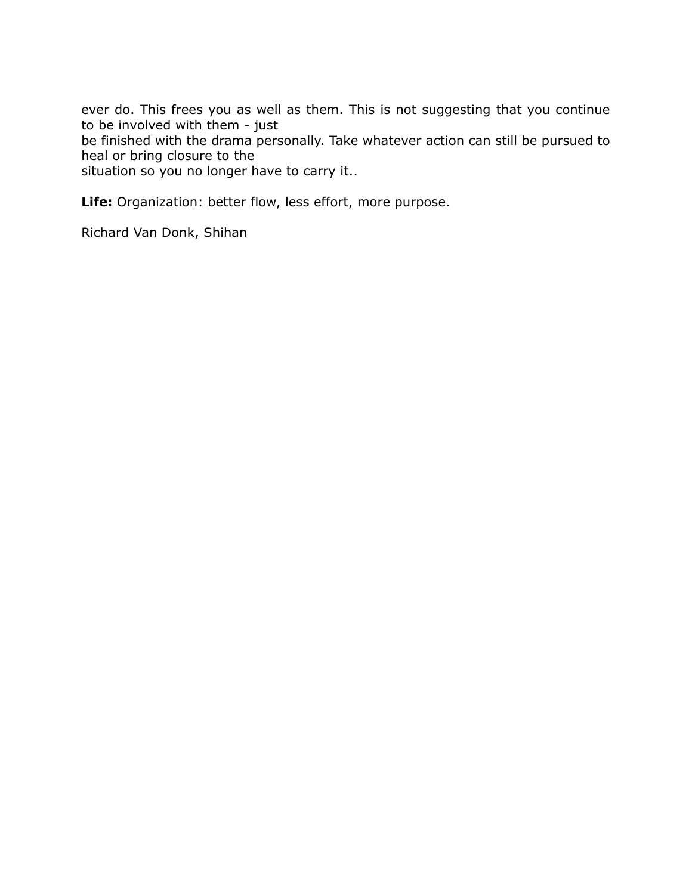ever do. This frees you as well as them. This is not suggesting that you continue to be involved with them - just be finished with the drama personally. Take whatever action can still be pursued to heal or bring closure to the situation so you no longer have to carry it..

**Life:** Organization: better flow, less effort, more purpose.

Richard Van Donk, Shihan